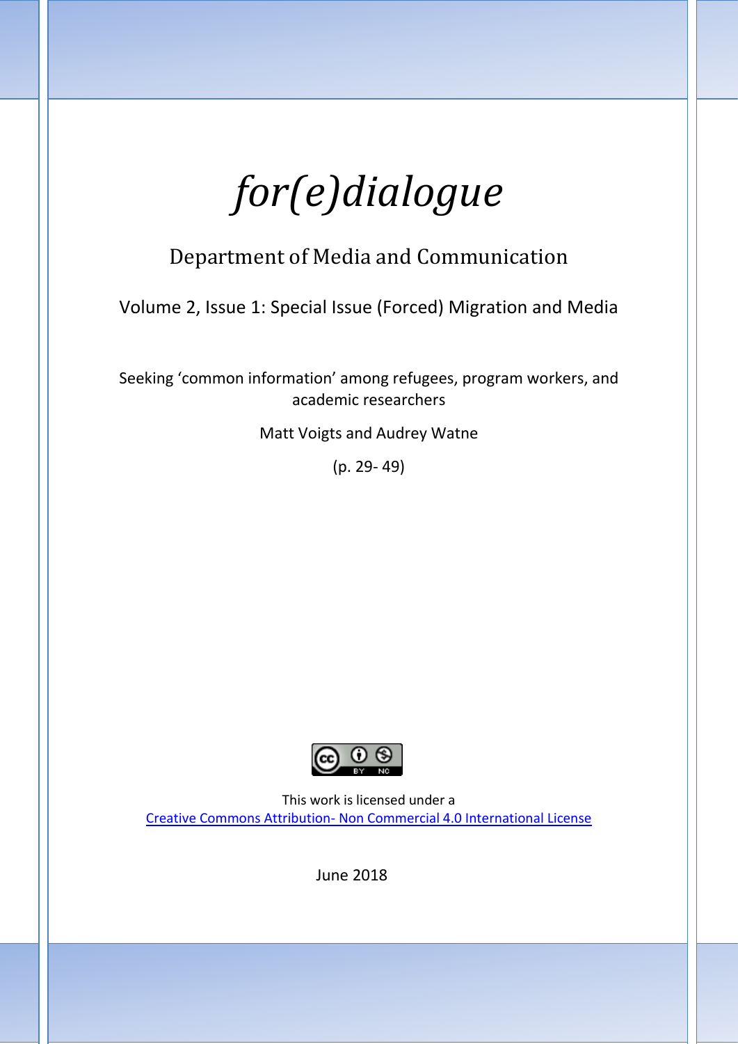# *for(e)dialogue*

Department of Media and Communication

Volume 2, Issue 1: Special Issue (Forced) Migration and Media

Seeking 'common information' among refugees, program workers, and academic researchers

Matt Voigts and Audrey Watne

(p. 29- 49)

This work is licensed under a
[Creative Commons Attribution- Non Commercial 4.0 International License]

June 2018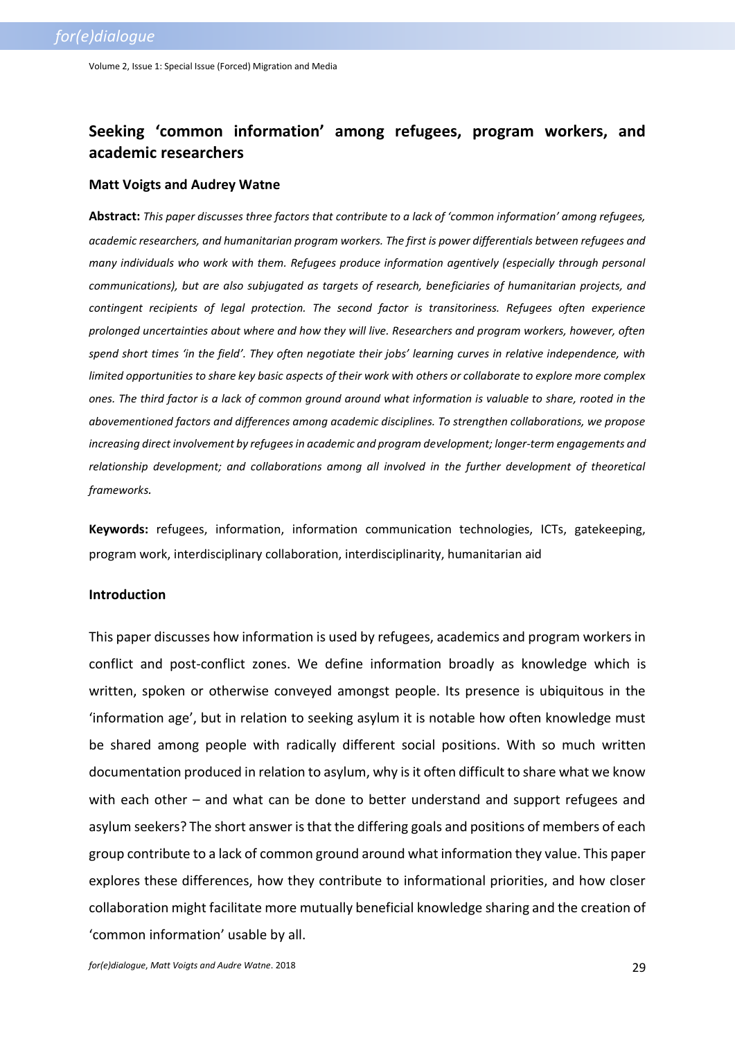## Seeking 'common information' among refugees, program workers, and academic researchers

**Matt Voigts and Audrey Watne**

**Abstract:** *This paper discusses three factors that contribute to a lack of 'common information' among refugees, academic researchers, and humanitarian program workers. The first is power differentials between refugees and many individuals who work with them. Refugees produce information agentively (especially through personal communications), but are also subjugated as targets of research, beneficiaries of humanitarian projects, and contingent recipients of legal protection. The second factor is transitoriness. Refugees often experience prolonged uncertainties about where and how they will live. Researchers and program workers, however, often spend short times 'in the field'. They often negotiate their jobs' learning curves in relative independence, with limited opportunities to share key basic aspects of their work with others or collaborate to explore more complex ones. The third factor is a lack of common ground around what information is valuable to share, rooted in the abovementioned factors and differences among academic disciplines. To strengthen collaborations, we propose increasing direct involvement by refugees in academic and program development; longer-term engagements and relationship development; and collaborations among all involved in the further development of theoretical frameworks.*

**Keywords:** refugees, information, information communication technologies, ICTs, gatekeeping, program work, interdisciplinary collaboration, interdisciplinarity, humanitarian aid

### Introduction

This paper discusses how information is used by refugees, academics and program workers in conflict and post-conflict zones. We define information broadly as knowledge which is written, spoken or otherwise conveyed amongst people. Its presence is ubiquitous in the 'information age', but in relation to seeking asylum it is notable how often knowledge must be shared among people with radically different social positions. With so much written documentation produced in relation to asylum, why is it often difficult to share what we know with each other – and what can be done to better understand and support refugees and asylum seekers? The short answer is that the differing goals and positions of members of each group contribute to a lack of common ground around what information they value. This paper explores these differences, how they contribute to informational priorities, and how closer collaboration might facilitate more mutually beneficial knowledge sharing and the creation of 'common information' usable by all.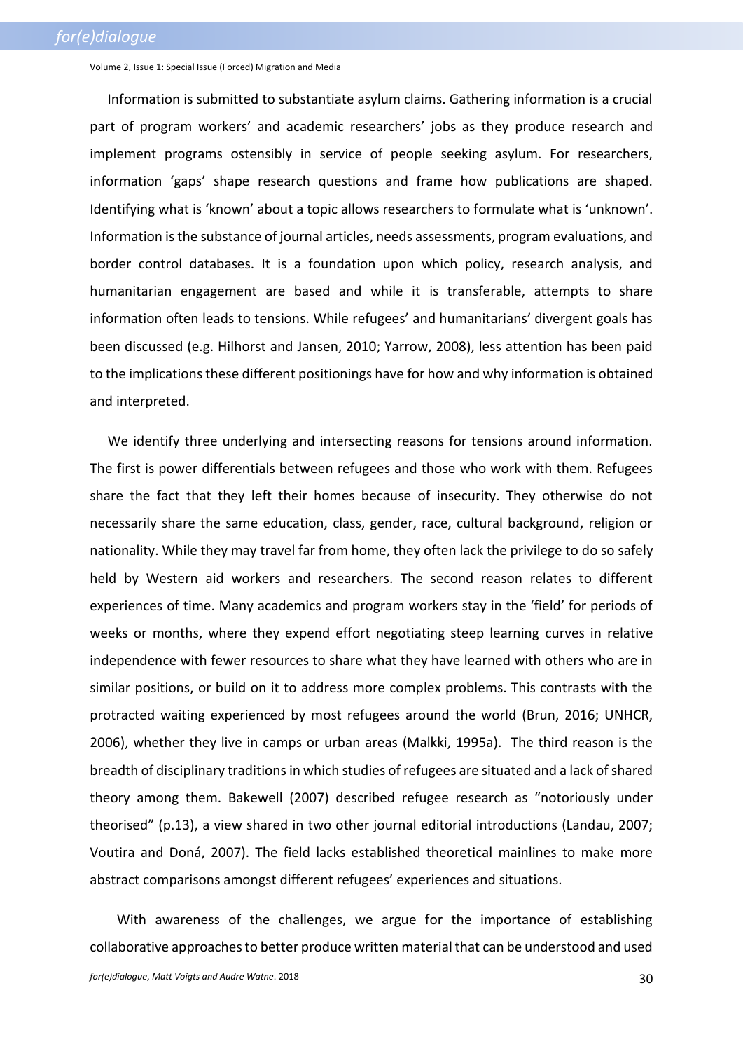Information is submitted to substantiate asylum claims. Gathering information is a crucial part of program workers' and academic researchers' jobs as they produce research and implement programs ostensibly in service of people seeking asylum. For researchers, information 'gaps' shape research questions and frame how publications are shaped. Identifying what is 'known' about a topic allows researchers to formulate what is 'unknown'. Information is the substance of journal articles, needs assessments, program evaluations, and border control databases. It is a foundation upon which policy, research analysis, and humanitarian engagement are based and while it is transferable, attempts to share information often leads to tensions. While refugees' and humanitarians' divergent goals has been discussed (e.g. Hilhorst and Jansen, 2010; Yarrow, 2008), less attention has been paid to the implications these different positionings have for how and why information is obtained and interpreted.

We identify three underlying and intersecting reasons for tensions around information. The first is power differentials between refugees and those who work with them. Refugees share the fact that they left their homes because of insecurity. They otherwise do not necessarily share the same education, class, gender, race, cultural background, religion or nationality. While they may travel far from home, they often lack the privilege to do so safely held by Western aid workers and researchers. The second reason relates to different experiences of time. Many academics and program workers stay in the 'field' for periods of weeks or months, where they expend effort negotiating steep learning curves in relative independence with fewer resources to share what they have learned with others who are in similar positions, or build on it to address more complex problems. This contrasts with the protracted waiting experienced by most refugees around the world (Brun, 2016; UNHCR, 2006), whether they live in camps or urban areas (Malkki, 1995a). The third reason is the breadth of disciplinary traditions in which studies of refugees are situated and a lack of shared theory among them. Bakewell (2007) described refugee research as "notoriously under theorised" (p.13), a view shared in two other journal editorial introductions (Landau, 2007; Voutira and Doná, 2007). The field lacks established theoretical mainlines to make more abstract comparisons amongst different refugees' experiences and situations.

With awareness of the challenges, we argue for the importance of establishing collaborative approaches to better produce written material that can be understood and used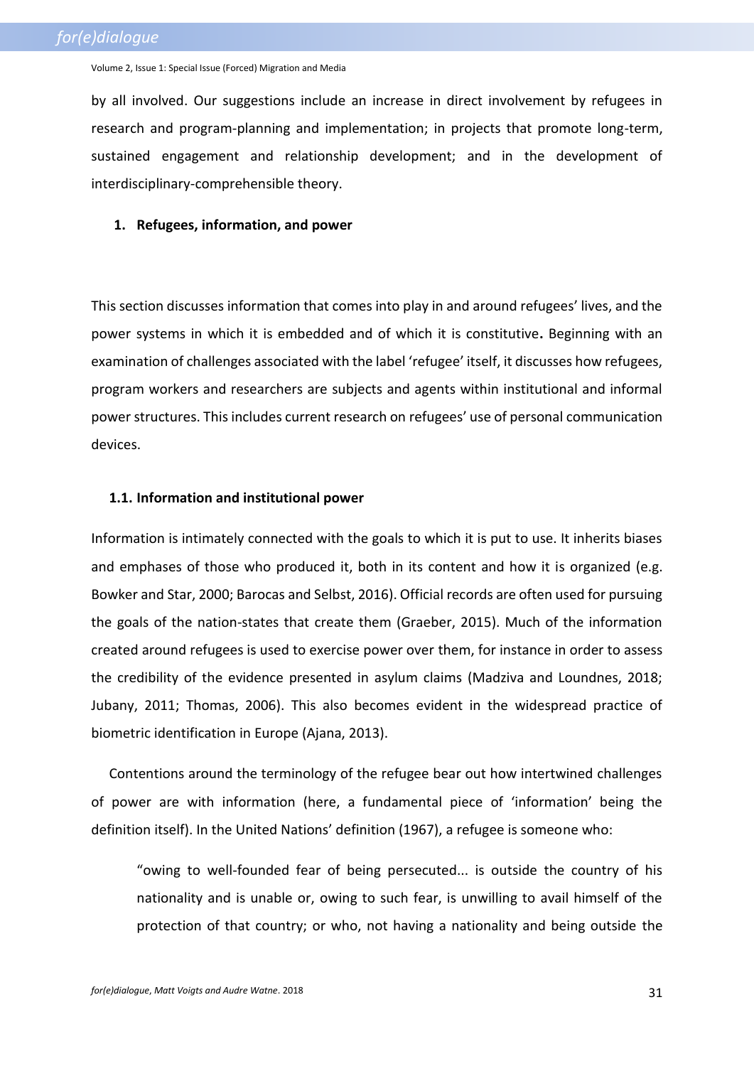by all involved. Our suggestions include an increase in direct involvement by refugees in research and program-planning and implementation; in projects that promote long-term, sustained engagement and relationship development; and in the development of interdisciplinary-comprehensible theory.

## 1. Refugees, information, and power

This section discusses information that comes into play in and around refugees' lives, and the power systems in which it is embedded and of which it is constitutive. Beginning with an examination of challenges associated with the label 'refugee' itself, it discusses how refugees, program workers and researchers are subjects and agents within institutional and informal power structures. This includes current research on refugees' use of personal communication devices.

### 1.1. Information and institutional power

Information is intimately connected with the goals to which it is put to use. It inherits biases and emphases of those who produced it, both in its content and how it is organized (e.g. Bowker and Star, 2000; Barocas and Selbst, 2016). Official records are often used for pursuing the goals of the nation-states that create them (Graeber, 2015). Much of the information created around refugees is used to exercise power over them, for instance in order to assess the credibility of the evidence presented in asylum claims (Madziva and Loundnes, 2018; Jubany, 2011; Thomas, 2006). This also becomes evident in the widespread practice of biometric identification in Europe (Ajana, 2013).

Contentions around the terminology of the refugee bear out how intertwined challenges of power are with information (here, a fundamental piece of 'information' being the definition itself). In the United Nations' definition (1967), a refugee is someone who:

> "owing to well-founded fear of being persecuted... is outside the country of his nationality and is unable or, owing to such fear, is unwilling to avail himself of the protection of that country; or who, not having a nationality and being outside the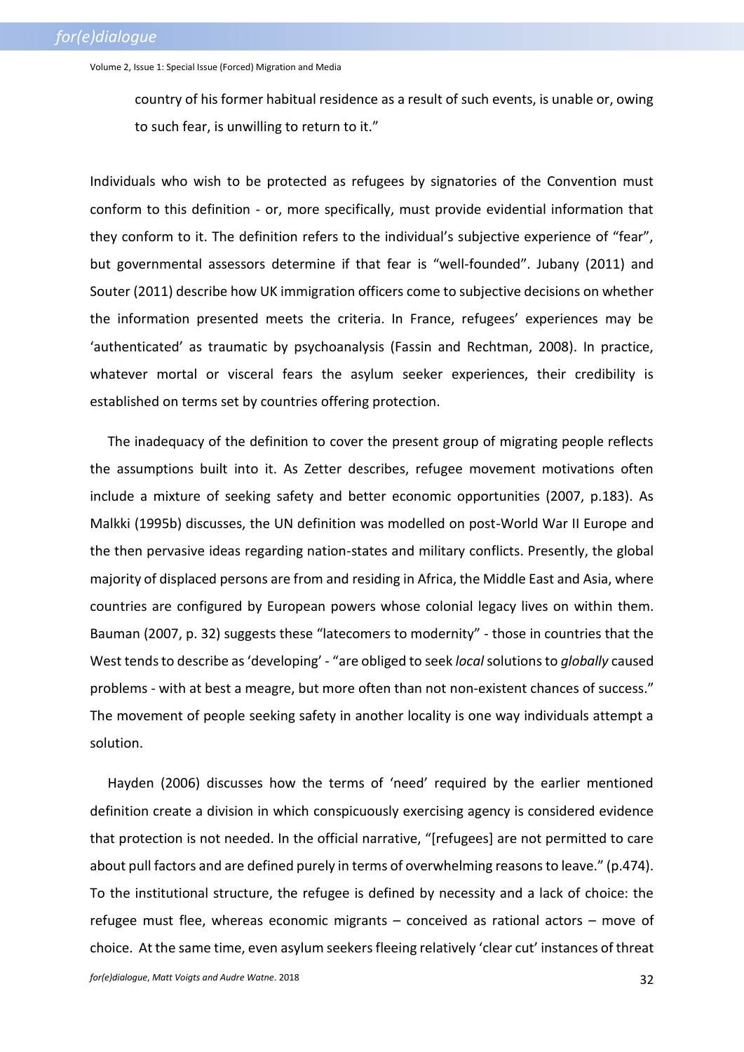country of his former habitual residence as a result of such events, is unable or, owing to such fear, is unwilling to return to it."

Individuals who wish to be protected as refugees by signatories of the Convention must conform to this definition - or, more specifically, must provide evidential information that they conform to it. The definition refers to the individual's subjective experience of "fear", but governmental assessors determine if that fear is "well-founded". Jubany (2011) and Souter (2011) describe how UK immigration officers come to subjective decisions on whether the information presented meets the criteria. In France, refugees' experiences may be 'authenticated' as traumatic by psychoanalysis (Fassin and Rechtman, 2008). In practice, whatever mortal or visceral fears the asylum seeker experiences, their credibility is established on terms set by countries offering protection.

The inadequacy of the definition to cover the present group of migrating people reflects the assumptions built into it. As Zetter describes, refugee movement motivations often include a mixture of seeking safety and better economic opportunities (2007, p.183). As Malkki (1995b) discusses, the UN definition was modelled on post-World War II Europe and the then pervasive ideas regarding nation-states and military conflicts. Presently, the global majority of displaced persons are from and residing in Africa, the Middle East and Asia, where countries are configured by European powers whose colonial legacy lives on within them. Bauman (2007, p. 32) suggests these "latecomers to modernity" - those in countries that the West tends to describe as 'developing' - "are obliged to seek *local* solutions to *globally* caused problems - with at best a meagre, but more often than not non-existent chances of success." The movement of people seeking safety in another locality is one way individuals attempt a solution.

Hayden (2006) discusses how the terms of 'need' required by the earlier mentioned definition create a division in which conspicuously exercising agency is considered evidence that protection is not needed. In the official narrative, "[refugees] are not permitted to care about pull factors and are defined purely in terms of overwhelming reasons to leave." (p.474). To the institutional structure, the refugee is defined by necessity and a lack of choice: the refugee must flee, whereas economic migrants – conceived as rational actors – move of choice. At the same time, even asylum seekers fleeing relatively 'clear cut' instances of threat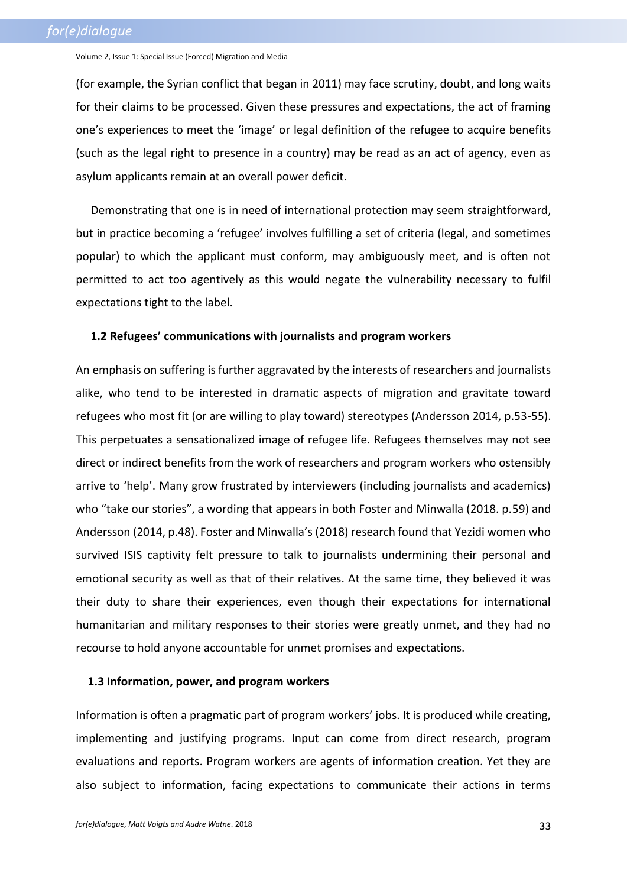(for example, the Syrian conflict that began in 2011) may face scrutiny, doubt, and long waits for their claims to be processed. Given these pressures and expectations, the act of framing one's experiences to meet the 'image' or legal definition of the refugee to acquire benefits (such as the legal right to presence in a country) may be read as an act of agency, even as asylum applicants remain at an overall power deficit.

Demonstrating that one is in need of international protection may seem straightforward, but in practice becoming a 'refugee' involves fulfilling a set of criteria (legal, and sometimes popular) to which the applicant must conform, may ambiguously meet, and is often not permitted to act too agentively as this would negate the vulnerability necessary to fulfil expectations tight to the label.

### 1.2 Refugees' communications with journalists and program workers

An emphasis on suffering is further aggravated by the interests of researchers and journalists alike, who tend to be interested in dramatic aspects of migration and gravitate toward refugees who most fit (or are willing to play toward) stereotypes (Andersson 2014, p.53-55). This perpetuates a sensationalized image of refugee life. Refugees themselves may not see direct or indirect benefits from the work of researchers and program workers who ostensibly arrive to 'help'. Many grow frustrated by interviewers (including journalists and academics) who "take our stories", a wording that appears in both Foster and Minwalla (2018. p.59) and Andersson (2014, p.48). Foster and Minwalla's (2018) research found that Yezidi women who survived ISIS captivity felt pressure to talk to journalists undermining their personal and emotional security as well as that of their relatives. At the same time, they believed it was their duty to share their experiences, even though their expectations for international humanitarian and military responses to their stories were greatly unmet, and they had no recourse to hold anyone accountable for unmet promises and expectations.

### 1.3 Information, power, and program workers

Information is often a pragmatic part of program workers' jobs. It is produced while creating, implementing and justifying programs. Input can come from direct research, program evaluations and reports. Program workers are agents of information creation. Yet they are also subject to information, facing expectations to communicate their actions in terms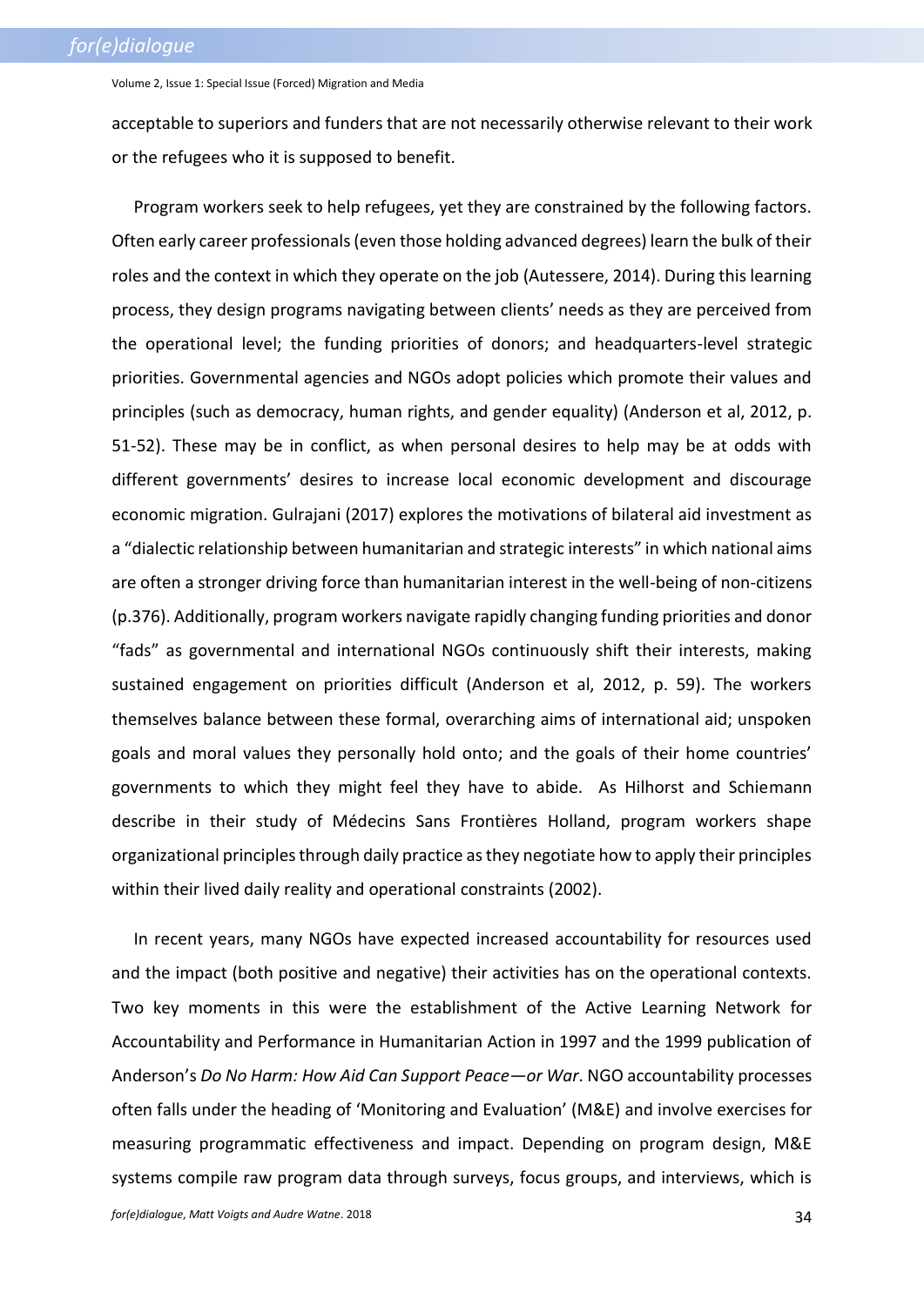acceptable to superiors and funders that are not necessarily otherwise relevant to their work or the refugees who it is supposed to benefit.

Program workers seek to help refugees, yet they are constrained by the following factors. Often early career professionals (even those holding advanced degrees) learn the bulk of their roles and the context in which they operate on the job (Autessere, 2014). During this learning process, they design programs navigating between clients' needs as they are perceived from the operational level; the funding priorities of donors; and headquarters-level strategic priorities. Governmental agencies and NGOs adopt policies which promote their values and principles (such as democracy, human rights, and gender equality) (Anderson et al, 2012, p. 51-52). These may be in conflict, as when personal desires to help may be at odds with different governments' desires to increase local economic development and discourage economic migration. Gulrajani (2017) explores the motivations of bilateral aid investment as a "dialectic relationship between humanitarian and strategic interests" in which national aims are often a stronger driving force than humanitarian interest in the well-being of non-citizens (p.376). Additionally, program workers navigate rapidly changing funding priorities and donor "fads" as governmental and international NGOs continuously shift their interests, making sustained engagement on priorities difficult (Anderson et al, 2012, p. 59). The workers themselves balance between these formal, overarching aims of international aid; unspoken goals and moral values they personally hold onto; and the goals of their home countries' governments to which they might feel they have to abide. As Hilhorst and Schiemann describe in their study of Médecins Sans Frontières Holland, program workers shape organizational principles through daily practice as they negotiate how to apply their principles within their lived daily reality and operational constraints (2002).

In recent years, many NGOs have expected increased accountability for resources used and the impact (both positive and negative) their activities has on the operational contexts. Two key moments in this were the establishment of the Active Learning Network for Accountability and Performance in Humanitarian Action in 1997 and the 1999 publication of Anderson's *Do No Harm: How Aid Can Support Peace—or War*. NGO accountability processes often falls under the heading of 'Monitoring and Evaluation' (M&E) and involve exercises for measuring programmatic effectiveness and impact. Depending on program design, M&E systems compile raw program data through surveys, focus groups, and interviews, which is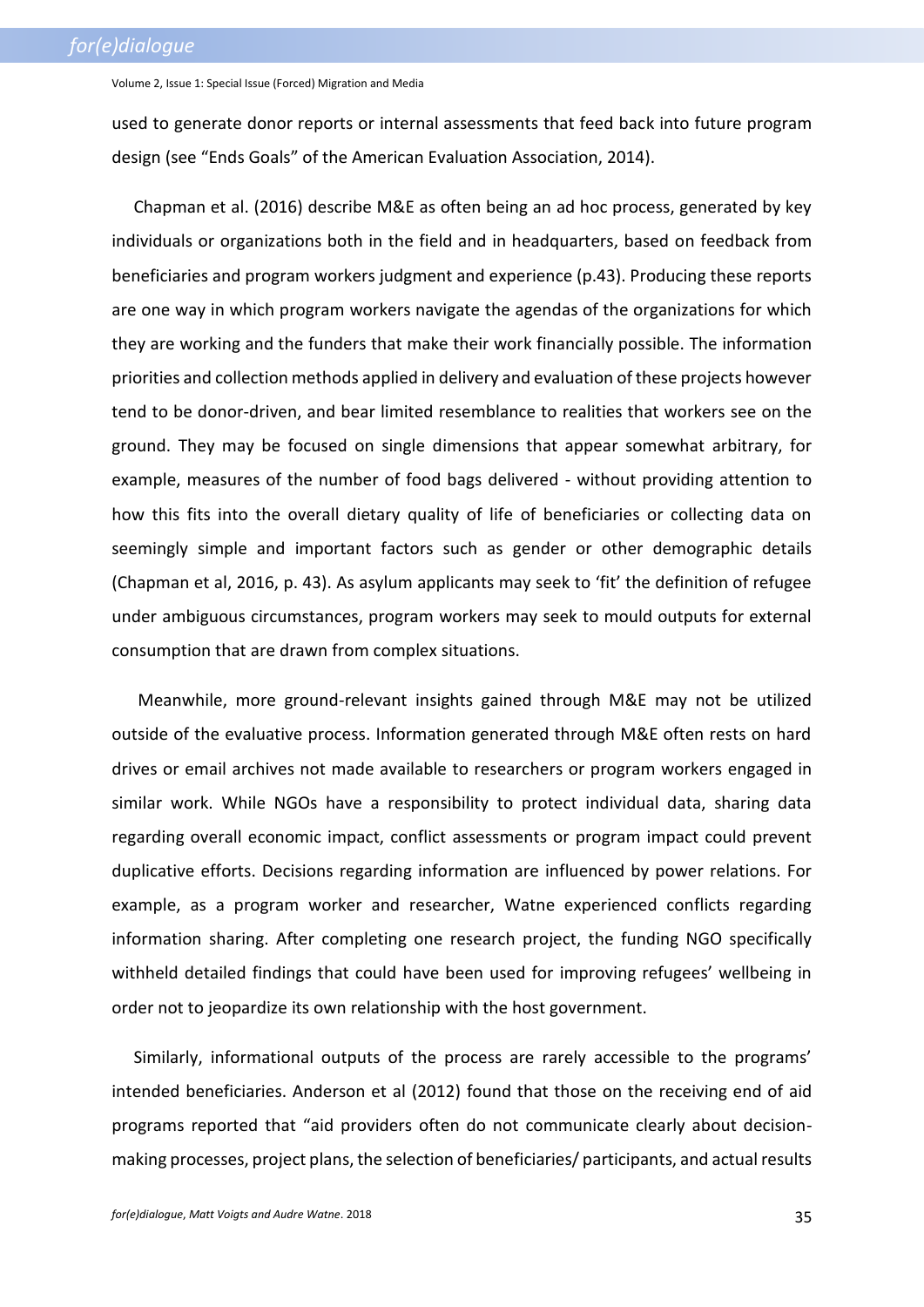used to generate donor reports or internal assessments that feed back into future program design (see "Ends Goals" of the American Evaluation Association, 2014).

Chapman et al. (2016) describe M&E as often being an ad hoc process, generated by key individuals or organizations both in the field and in headquarters, based on feedback from beneficiaries and program workers judgment and experience (p.43). Producing these reports are one way in which program workers navigate the agendas of the organizations for which they are working and the funders that make their work financially possible. The information priorities and collection methods applied in delivery and evaluation of these projects however tend to be donor-driven, and bear limited resemblance to realities that workers see on the ground. They may be focused on single dimensions that appear somewhat arbitrary, for example, measures of the number of food bags delivered - without providing attention to how this fits into the overall dietary quality of life of beneficiaries or collecting data on seemingly simple and important factors such as gender or other demographic details (Chapman et al, 2016, p. 43). As asylum applicants may seek to 'fit' the definition of refugee under ambiguous circumstances, program workers may seek to mould outputs for external consumption that are drawn from complex situations.

Meanwhile, more ground-relevant insights gained through M&E may not be utilized outside of the evaluative process. Information generated through M&E often rests on hard drives or email archives not made available to researchers or program workers engaged in similar work. While NGOs have a responsibility to protect individual data, sharing data regarding overall economic impact, conflict assessments or program impact could prevent duplicative efforts. Decisions regarding information are influenced by power relations. For example, as a program worker and researcher, Watne experienced conflicts regarding information sharing. After completing one research project, the funding NGO specifically withheld detailed findings that could have been used for improving refugees' wellbeing in order not to jeopardize its own relationship with the host government.

Similarly, informational outputs of the process are rarely accessible to the programs' intended beneficiaries. Anderson et al (2012) found that those on the receiving end of aid programs reported that "aid providers often do not communicate clearly about decision-making processes, project plans, the selection of beneficiaries/ participants, and actual results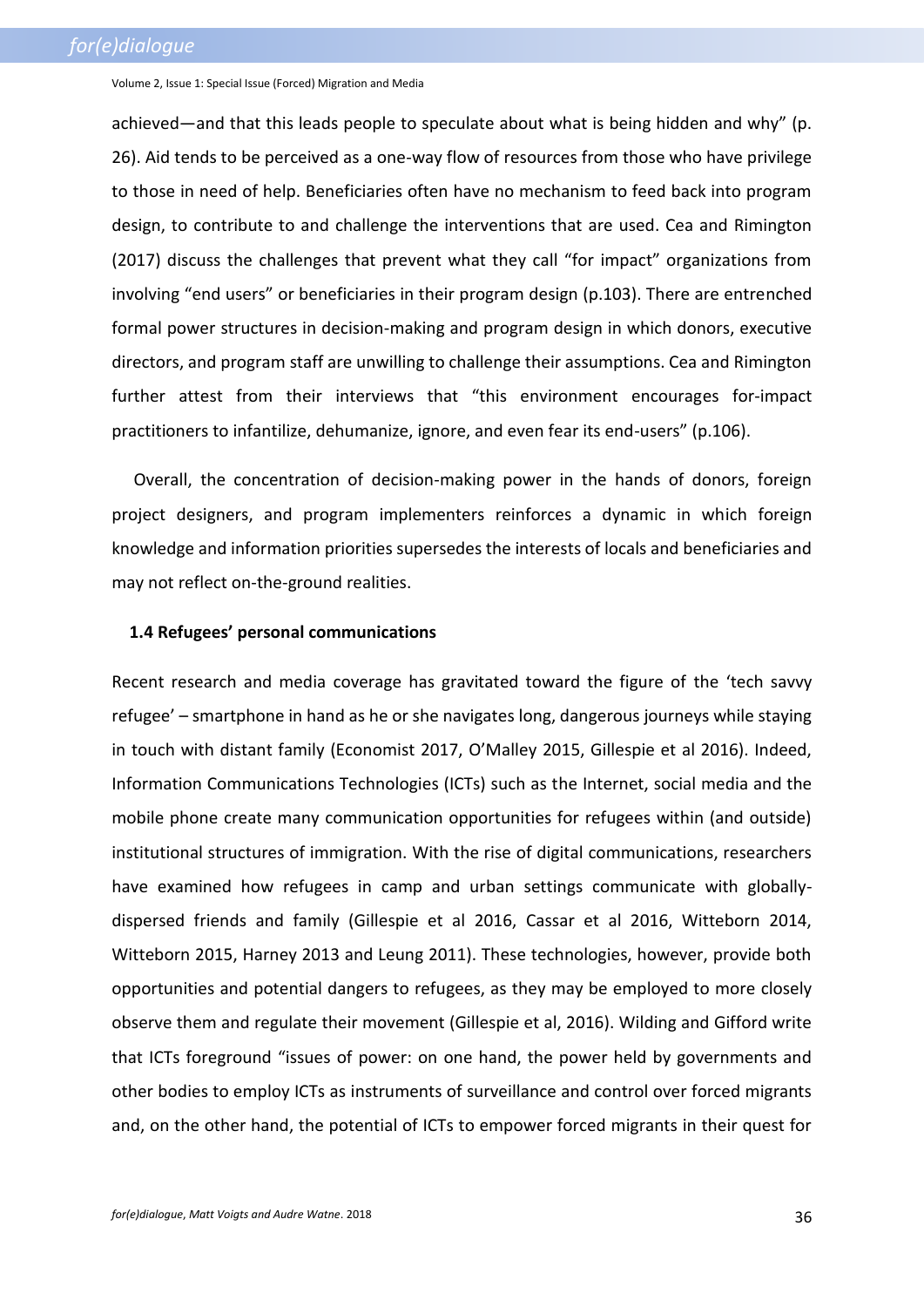achieved—and that this leads people to speculate about what is being hidden and why" (p. 26). Aid tends to be perceived as a one-way flow of resources from those who have privilege to those in need of help. Beneficiaries often have no mechanism to feed back into program design, to contribute to and challenge the interventions that are used. Cea and Rimington (2017) discuss the challenges that prevent what they call "for impact" organizations from involving "end users" or beneficiaries in their program design (p.103). There are entrenched formal power structures in decision-making and program design in which donors, executive directors, and program staff are unwilling to challenge their assumptions. Cea and Rimington further attest from their interviews that "this environment encourages for-impact practitioners to infantilize, dehumanize, ignore, and even fear its end-users" (p.106).

Overall, the concentration of decision-making power in the hands of donors, foreign project designers, and program implementers reinforces a dynamic in which foreign knowledge and information priorities supersedes the interests of locals and beneficiaries and may not reflect on-the-ground realities.

### 1.4 Refugees' personal communications

Recent research and media coverage has gravitated toward the figure of the 'tech savvy refugee' – smartphone in hand as he or she navigates long, dangerous journeys while staying in touch with distant family (Economist 2017, O'Malley 2015, Gillespie et al 2016). Indeed, Information Communications Technologies (ICTs) such as the Internet, social media and the mobile phone create many communication opportunities for refugees within (and outside) institutional structures of immigration. With the rise of digital communications, researchers have examined how refugees in camp and urban settings communicate with globally-dispersed friends and family (Gillespie et al 2016, Cassar et al 2016, Witteborn 2014, Witteborn 2015, Harney 2013 and Leung 2011). These technologies, however, provide both opportunities and potential dangers to refugees, as they may be employed to more closely observe them and regulate their movement (Gillespie et al, 2016). Wilding and Gifford write that ICTs foreground "issues of power: on one hand, the power held by governments and other bodies to employ ICTs as instruments of surveillance and control over forced migrants and, on the other hand, the potential of ICTs to empower forced migrants in their quest for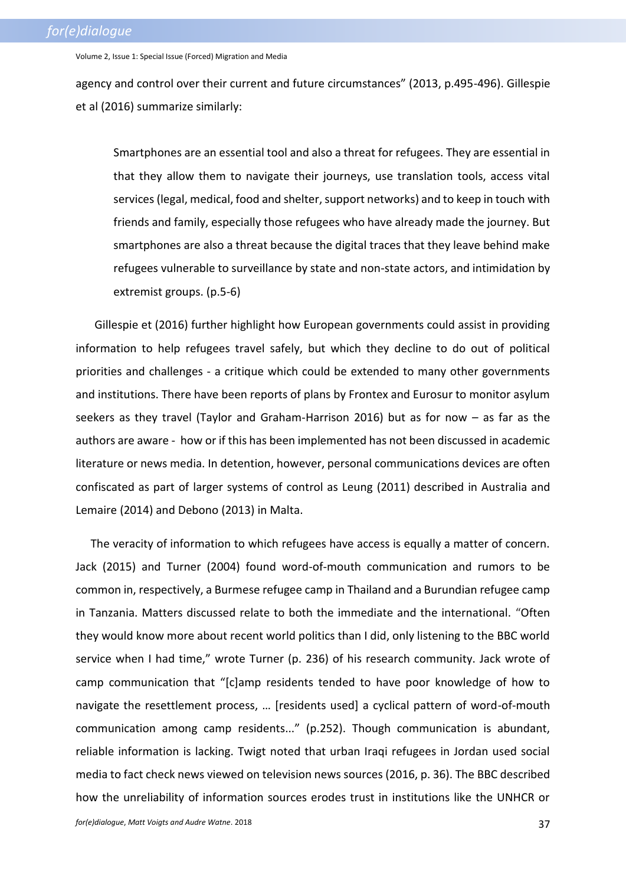agency and control over their current and future circumstances" (2013, p.495-496). Gillespie et al (2016) summarize similarly:

> Smartphones are an essential tool and also a threat for refugees. They are essential in that they allow them to navigate their journeys, use translation tools, access vital services (legal, medical, food and shelter, support networks) and to keep in touch with friends and family, especially those refugees who have already made the journey. But smartphones are also a threat because the digital traces that they leave behind make refugees vulnerable to surveillance by state and non-state actors, and intimidation by extremist groups. (p.5-6)

Gillespie et (2016) further highlight how European governments could assist in providing information to help refugees travel safely, but which they decline to do out of political priorities and challenges - a critique which could be extended to many other governments and institutions. There have been reports of plans by Frontex and Eurosur to monitor asylum seekers as they travel (Taylor and Graham-Harrison 2016) but as for now – as far as the authors are aware - how or if this has been implemented has not been discussed in academic literature or news media. In detention, however, personal communications devices are often confiscated as part of larger systems of control as Leung (2011) described in Australia and Lemaire (2014) and Debono (2013) in Malta.

The veracity of information to which refugees have access is equally a matter of concern. Jack (2015) and Turner (2004) found word-of-mouth communication and rumors to be common in, respectively, a Burmese refugee camp in Thailand and a Burundian refugee camp in Tanzania. Matters discussed relate to both the immediate and the international. "Often they would know more about recent world politics than I did, only listening to the BBC world service when I had time," wrote Turner (p. 236) of his research community. Jack wrote of camp communication that "[c]amp residents tended to have poor knowledge of how to navigate the resettlement process, … [residents used] a cyclical pattern of word-of-mouth communication among camp residents..." (p.252). Though communication is abundant, reliable information is lacking. Twigt noted that urban Iraqi refugees in Jordan used social media to fact check news viewed on television news sources (2016, p. 36). The BBC described how the unreliability of information sources erodes trust in institutions like the UNHCR or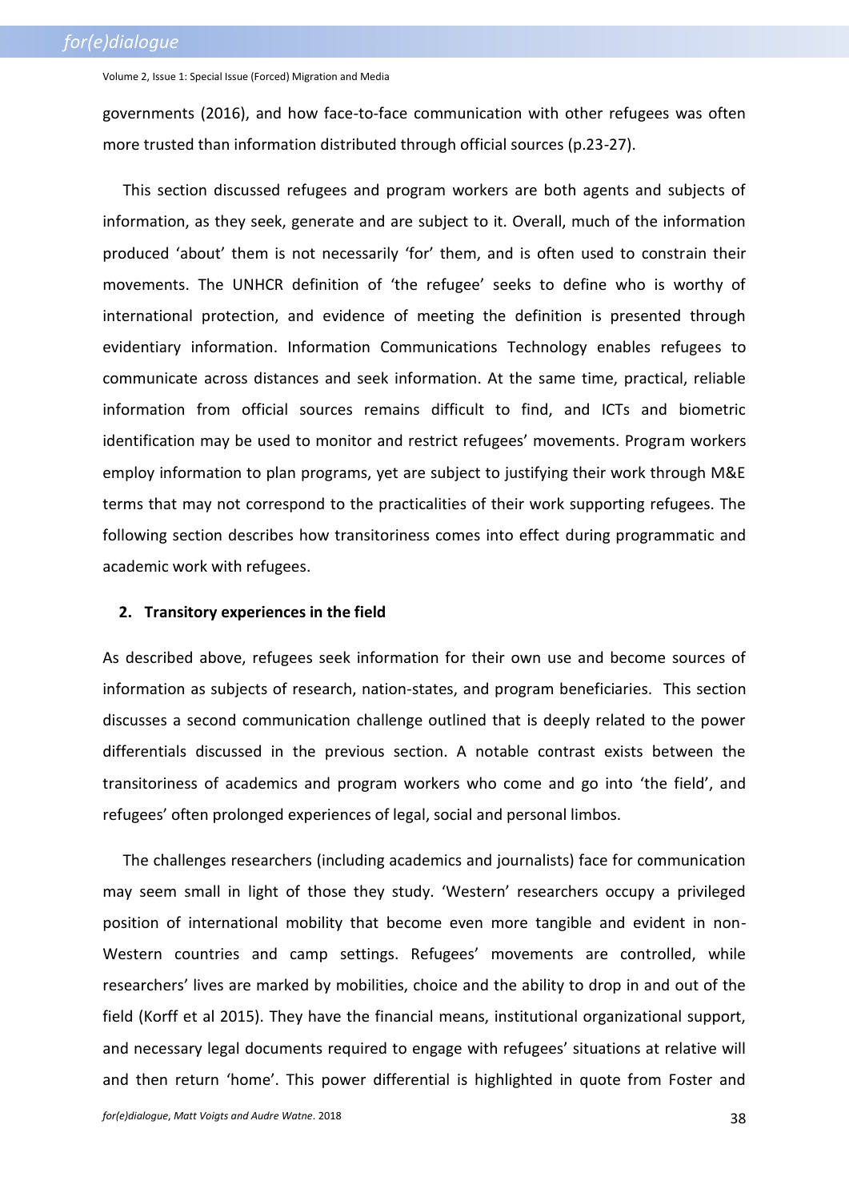governments (2016), and how face-to-face communication with other refugees was often more trusted than information distributed through official sources (p.23-27).

This section discussed refugees and program workers are both agents and subjects of information, as they seek, generate and are subject to it. Overall, much of the information produced 'about' them is not necessarily 'for' them, and is often used to constrain their movements. The UNHCR definition of 'the refugee' seeks to define who is worthy of international protection, and evidence of meeting the definition is presented through evidentiary information. Information Communications Technology enables refugees to communicate across distances and seek information. At the same time, practical, reliable information from official sources remains difficult to find, and ICTs and biometric identification may be used to monitor and restrict refugees' movements. Program workers employ information to plan programs, yet are subject to justifying their work through M&E terms that may not correspond to the practicalities of their work supporting refugees. The following section describes how transitoriness comes into effect during programmatic and academic work with refugees.

## 2. Transitory experiences in the field

As described above, refugees seek information for their own use and become sources of information as subjects of research, nation-states, and program beneficiaries. This section discusses a second communication challenge outlined that is deeply related to the power differentials discussed in the previous section. A notable contrast exists between the transitoriness of academics and program workers who come and go into 'the field', and refugees' often prolonged experiences of legal, social and personal limbos.

The challenges researchers (including academics and journalists) face for communication may seem small in light of those they study. 'Western' researchers occupy a privileged position of international mobility that become even more tangible and evident in non-Western countries and camp settings. Refugees' movements are controlled, while researchers' lives are marked by mobilities, choice and the ability to drop in and out of the field (Korff et al 2015). They have the financial means, institutional organizational support, and necessary legal documents required to engage with refugees' situations at relative will and then return 'home'. This power differential is highlighted in quote from Foster and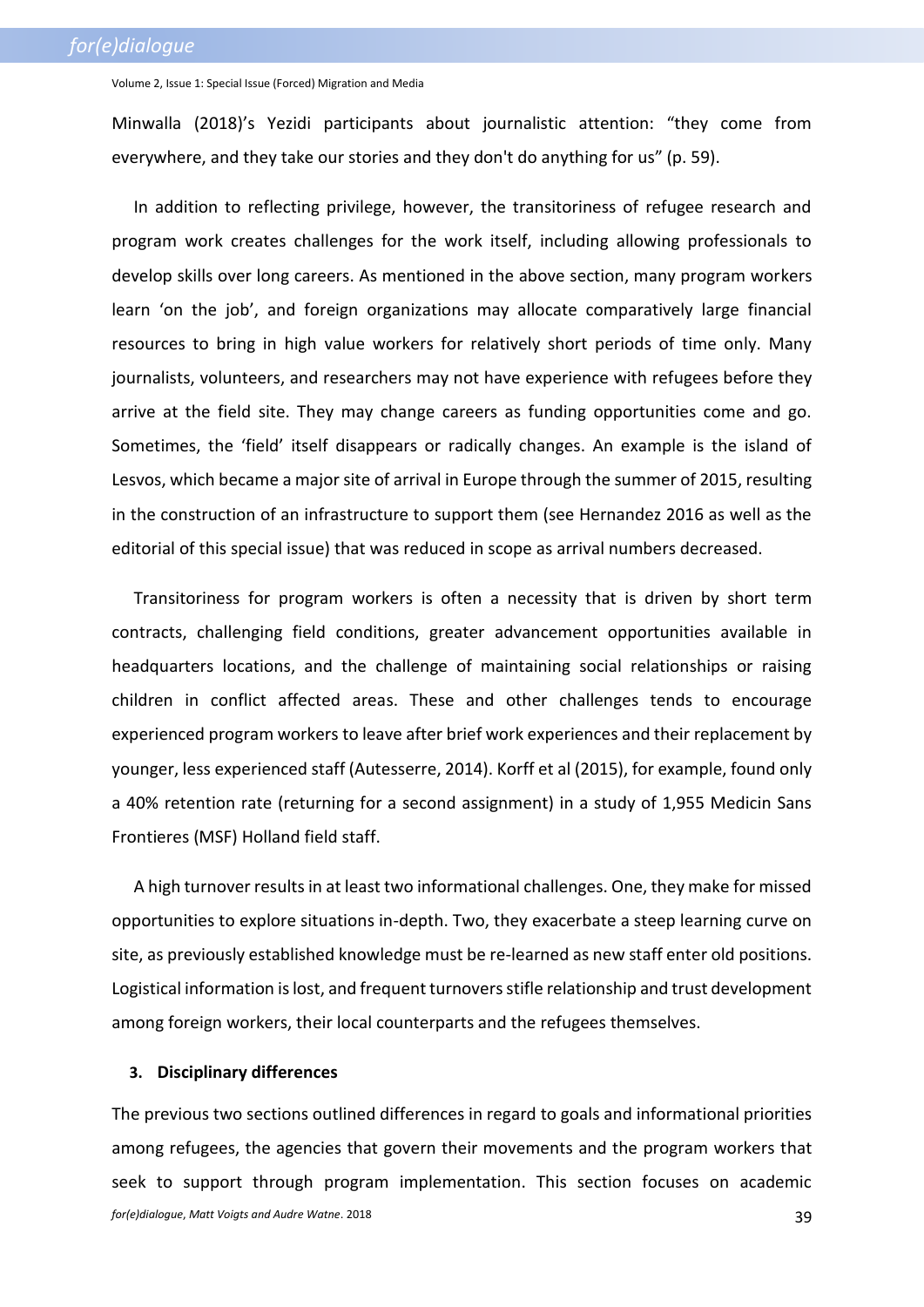Minwalla (2018)'s Yezidi participants about journalistic attention: "they come from everywhere, and they take our stories and they don't do anything for us" (p. 59).

In addition to reflecting privilege, however, the transitoriness of refugee research and program work creates challenges for the work itself, including allowing professionals to develop skills over long careers. As mentioned in the above section, many program workers learn 'on the job', and foreign organizations may allocate comparatively large financial resources to bring in high value workers for relatively short periods of time only. Many journalists, volunteers, and researchers may not have experience with refugees before they arrive at the field site. They may change careers as funding opportunities come and go. Sometimes, the 'field' itself disappears or radically changes. An example is the island of Lesvos, which became a major site of arrival in Europe through the summer of 2015, resulting in the construction of an infrastructure to support them (see Hernandez 2016 as well as the editorial of this special issue) that was reduced in scope as arrival numbers decreased.

Transitoriness for program workers is often a necessity that is driven by short term contracts, challenging field conditions, greater advancement opportunities available in headquarters locations, and the challenge of maintaining social relationships or raising children in conflict affected areas. These and other challenges tends to encourage experienced program workers to leave after brief work experiences and their replacement by younger, less experienced staff (Autesserre, 2014). Korff et al (2015), for example, found only a 40% retention rate (returning for a second assignment) in a study of 1,955 Medicin Sans Frontieres (MSF) Holland field staff.

A high turnover results in at least two informational challenges. One, they make for missed opportunities to explore situations in-depth. Two, they exacerbate a steep learning curve on site, as previously established knowledge must be re-learned as new staff enter old positions. Logistical information is lost, and frequent turnovers stifle relationship and trust development among foreign workers, their local counterparts and the refugees themselves.

## 3. Disciplinary differences

The previous two sections outlined differences in regard to goals and informational priorities among refugees, the agencies that govern their movements and the program workers that seek to support through program implementation. This section focuses on academic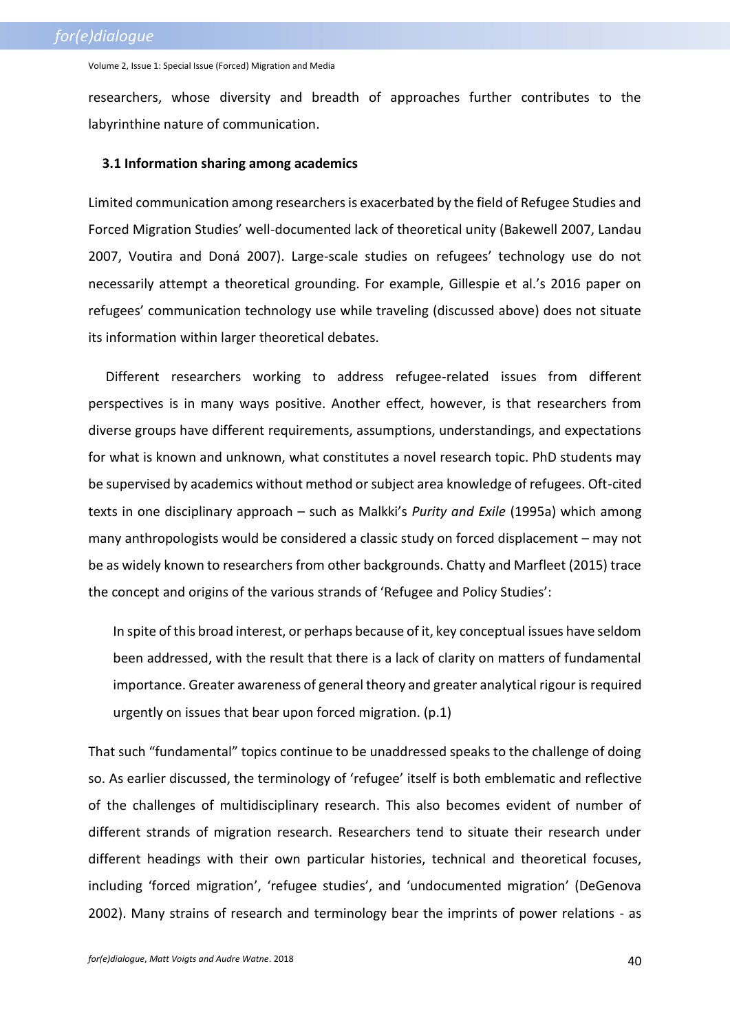researchers, whose diversity and breadth of approaches further contributes to the labyrinthine nature of communication.

### 3.1 Information sharing among academics

Limited communication among researchers is exacerbated by the field of Refugee Studies and Forced Migration Studies' well-documented lack of theoretical unity (Bakewell 2007, Landau 2007, Voutira and Doná 2007). Large-scale studies on refugees' technology use do not necessarily attempt a theoretical grounding. For example, Gillespie et al.'s 2016 paper on refugees' communication technology use while traveling (discussed above) does not situate its information within larger theoretical debates.

Different researchers working to address refugee-related issues from different perspectives is in many ways positive. Another effect, however, is that researchers from diverse groups have different requirements, assumptions, understandings, and expectations for what is known and unknown, what constitutes a novel research topic. PhD students may be supervised by academics without method or subject area knowledge of refugees. Oft-cited texts in one disciplinary approach – such as Malkki's *Purity and Exile* (1995a) which among many anthropologists would be considered a classic study on forced displacement – may not be as widely known to researchers from other backgrounds. Chatty and Marfleet (2015) trace the concept and origins of the various strands of 'Refugee and Policy Studies':

> In spite of this broad interest, or perhaps because of it, key conceptual issues have seldom been addressed, with the result that there is a lack of clarity on matters of fundamental importance. Greater awareness of general theory and greater analytical rigour is required urgently on issues that bear upon forced migration. (p.1)

That such "fundamental" topics continue to be unaddressed speaks to the challenge of doing so. As earlier discussed, the terminology of 'refugee' itself is both emblematic and reflective of the challenges of multidisciplinary research. This also becomes evident of number of different strands of migration research. Researchers tend to situate their research under different headings with their own particular histories, technical and theoretical focuses, including 'forced migration', 'refugee studies', and 'undocumented migration' (DeGenova 2002). Many strains of research and terminology bear the imprints of power relations - as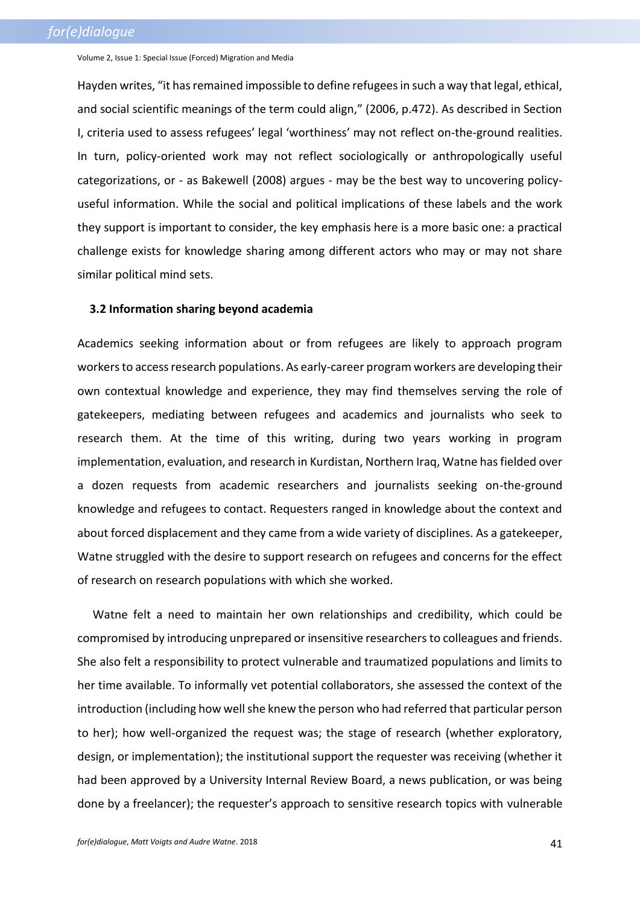Hayden writes, “it has remained impossible to define refugees in such a way that legal, ethical, and social scientific meanings of the term could align,” (2006, p.472). As described in Section I, criteria used to assess refugees’ legal ‘worthiness’ may not reflect on-the-ground realities. In turn, policy-oriented work may not reflect sociologically or anthropologically useful categorizations, or - as Bakewell (2008) argues - may be the best way to uncovering policy-useful information. While the social and political implications of these labels and the work they support is important to consider, the key emphasis here is a more basic one: a practical challenge exists for knowledge sharing among different actors who may or may not share similar political mind sets.

### 3.2 Information sharing beyond academia

Academics seeking information about or from refugees are likely to approach program workers to access research populations. As early-career program workers are developing their own contextual knowledge and experience, they may find themselves serving the role of gatekeepers, mediating between refugees and academics and journalists who seek to research them. At the time of this writing, during two years working in program implementation, evaluation, and research in Kurdistan, Northern Iraq, Watne has fielded over a dozen requests from academic researchers and journalists seeking on-the-ground knowledge and refugees to contact. Requesters ranged in knowledge about the context and about forced displacement and they came from a wide variety of disciplines. As a gatekeeper, Watne struggled with the desire to support research on refugees and concerns for the effect of research on research populations with which she worked.

Watne felt a need to maintain her own relationships and credibility, which could be compromised by introducing unprepared or insensitive researchers to colleagues and friends. She also felt a responsibility to protect vulnerable and traumatized populations and limits to her time available. To informally vet potential collaborators, she assessed the context of the introduction (including how well she knew the person who had referred that particular person to her); how well-organized the request was; the stage of research (whether exploratory, design, or implementation); the institutional support the requester was receiving (whether it had been approved by a University Internal Review Board, a news publication, or was being done by a freelancer); the requester’s approach to sensitive research topics with vulnerable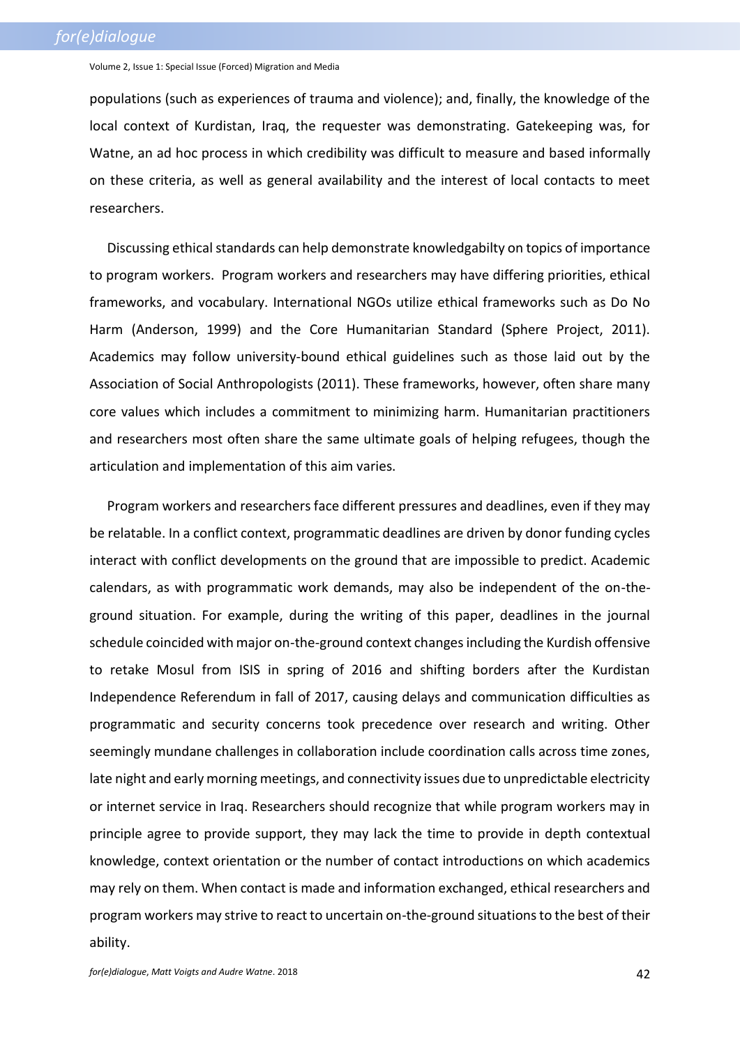populations (such as experiences of trauma and violence); and, finally, the knowledge of the local context of Kurdistan, Iraq, the requester was demonstrating. Gatekeeping was, for Watne, an ad hoc process in which credibility was difficult to measure and based informally on these criteria, as well as general availability and the interest of local contacts to meet researchers.

Discussing ethical standards can help demonstrate knowledgabilty on topics of importance to program workers. Program workers and researchers may have differing priorities, ethical frameworks, and vocabulary. International NGOs utilize ethical frameworks such as Do No Harm (Anderson, 1999) and the Core Humanitarian Standard (Sphere Project, 2011). Academics may follow university-bound ethical guidelines such as those laid out by the Association of Social Anthropologists (2011). These frameworks, however, often share many core values which includes a commitment to minimizing harm. Humanitarian practitioners and researchers most often share the same ultimate goals of helping refugees, though the articulation and implementation of this aim varies.

Program workers and researchers face different pressures and deadlines, even if they may be relatable. In a conflict context, programmatic deadlines are driven by donor funding cycles interact with conflict developments on the ground that are impossible to predict. Academic calendars, as with programmatic work demands, may also be independent of the on-the-ground situation. For example, during the writing of this paper, deadlines in the journal schedule coincided with major on-the-ground context changes including the Kurdish offensive to retake Mosul from ISIS in spring of 2016 and shifting borders after the Kurdistan Independence Referendum in fall of 2017, causing delays and communication difficulties as programmatic and security concerns took precedence over research and writing. Other seemingly mundane challenges in collaboration include coordination calls across time zones, late night and early morning meetings, and connectivity issues due to unpredictable electricity or internet service in Iraq. Researchers should recognize that while program workers may in principle agree to provide support, they may lack the time to provide in depth contextual knowledge, context orientation or the number of contact introductions on which academics may rely on them. When contact is made and information exchanged, ethical researchers and program workers may strive to react to uncertain on-the-ground situations to the best of their ability.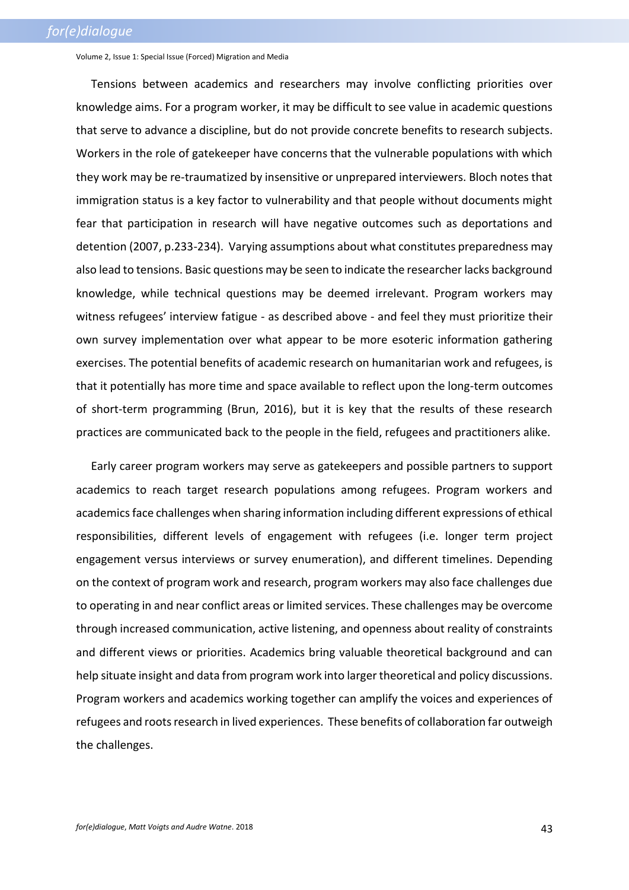Tensions between academics and researchers may involve conflicting priorities over knowledge aims. For a program worker, it may be difficult to see value in academic questions that serve to advance a discipline, but do not provide concrete benefits to research subjects. Workers in the role of gatekeeper have concerns that the vulnerable populations with which they work may be re-traumatized by insensitive or unprepared interviewers. Bloch notes that immigration status is a key factor to vulnerability and that people without documents might fear that participation in research will have negative outcomes such as deportations and detention (2007, p.233-234). Varying assumptions about what constitutes preparedness may also lead to tensions. Basic questions may be seen to indicate the researcher lacks background knowledge, while technical questions may be deemed irrelevant. Program workers may witness refugees' interview fatigue - as described above - and feel they must prioritize their own survey implementation over what appear to be more esoteric information gathering exercises. The potential benefits of academic research on humanitarian work and refugees, is that it potentially has more time and space available to reflect upon the long-term outcomes of short-term programming (Brun, 2016), but it is key that the results of these research practices are communicated back to the people in the field, refugees and practitioners alike.

Early career program workers may serve as gatekeepers and possible partners to support academics to reach target research populations among refugees. Program workers and academics face challenges when sharing information including different expressions of ethical responsibilities, different levels of engagement with refugees (i.e. longer term project engagement versus interviews or survey enumeration), and different timelines. Depending on the context of program work and research, program workers may also face challenges due to operating in and near conflict areas or limited services. These challenges may be overcome through increased communication, active listening, and openness about reality of constraints and different views or priorities. Academics bring valuable theoretical background and can help situate insight and data from program work into larger theoretical and policy discussions. Program workers and academics working together can amplify the voices and experiences of refugees and roots research in lived experiences. These benefits of collaboration far outweigh the challenges.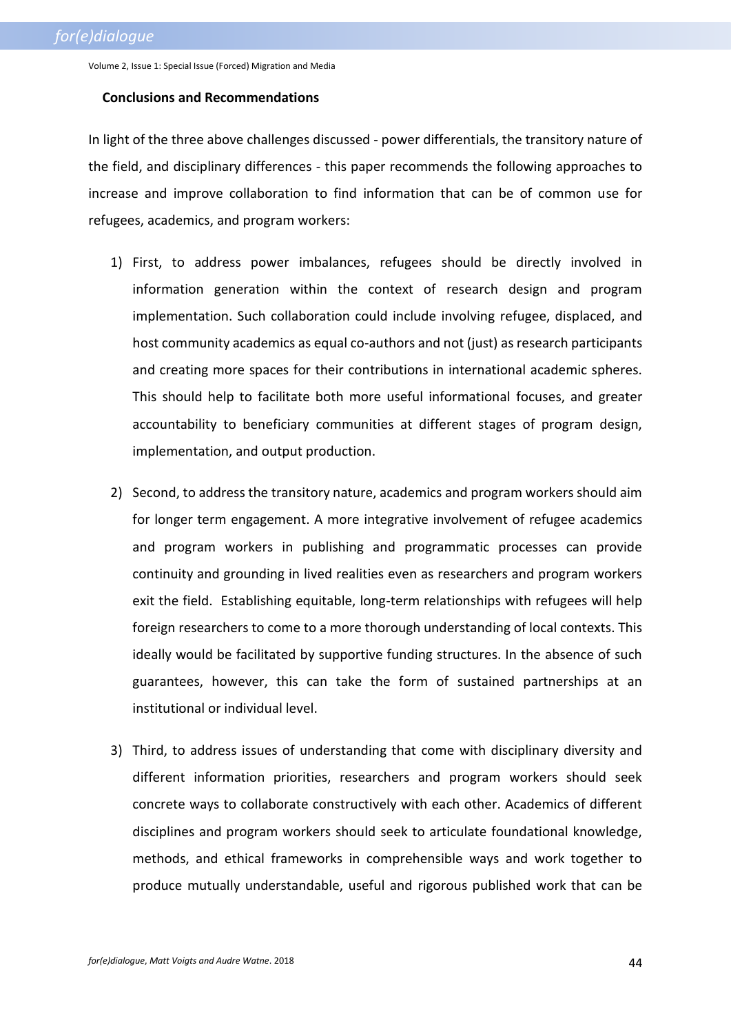## Conclusions and Recommendations

In light of the three above challenges discussed - power differentials, the transitory nature of the field, and disciplinary differences - this paper recommends the following approaches to increase and improve collaboration to find information that can be of common use for refugees, academics, and program workers:

1) First, to address power imbalances, refugees should be directly involved in information generation within the context of research design and program implementation. Such collaboration could include involving refugee, displaced, and host community academics as equal co-authors and not (just) as research participants and creating more spaces for their contributions in international academic spheres. This should help to facilitate both more useful informational focuses, and greater accountability to beneficiary communities at different stages of program design, implementation, and output production.

2) Second, to address the transitory nature, academics and program workers should aim for longer term engagement. A more integrative involvement of refugee academics and program workers in publishing and programmatic processes can provide continuity and grounding in lived realities even as researchers and program workers exit the field. Establishing equitable, long-term relationships with refugees will help foreign researchers to come to a more thorough understanding of local contexts. This ideally would be facilitated by supportive funding structures. In the absence of such guarantees, however, this can take the form of sustained partnerships at an institutional or individual level.

3) Third, to address issues of understanding that come with disciplinary diversity and different information priorities, researchers and program workers should seek concrete ways to collaborate constructively with each other. Academics of different disciplines and program workers should seek to articulate foundational knowledge, methods, and ethical frameworks in comprehensible ways and work together to produce mutually understandable, useful and rigorous published work that can be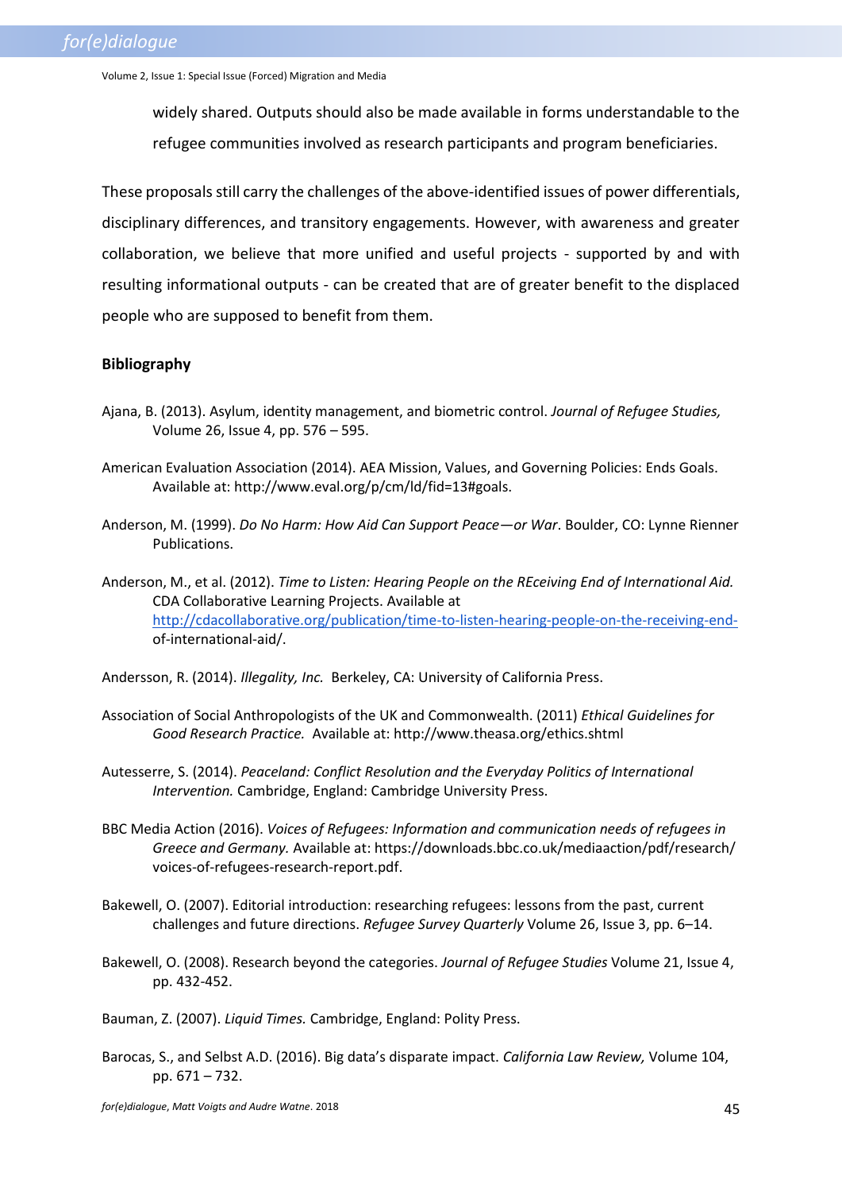widely shared. Outputs should also be made available in forms understandable to the refugee communities involved as research participants and program beneficiaries.

These proposals still carry the challenges of the above-identified issues of power differentials, disciplinary differences, and transitory engagements. However, with awareness and greater collaboration, we believe that more unified and useful projects - supported by and with resulting informational outputs - can be created that are of greater benefit to the displaced people who are supposed to benefit from them.

**Bibliography**

Ajana, B. (2013). Asylum, identity management, and biometric control. *Journal of Refugee Studies,* Volume 26, Issue 4, pp. 576 – 595.

American Evaluation Association (2014). AEA Mission, Values, and Governing Policies: Ends Goals. Available at: http://www.eval.org/p/cm/ld/fid=13#goals.

Anderson, M. (1999). *Do No Harm: How Aid Can Support Peace—or War*. Boulder, CO: Lynne Rienner Publications.

Anderson, M., et al. (2012). *Time to Listen: Hearing People on the REceiving End of International Aid.* CDA Collaborative Learning Projects. Available at http://cdacollaborative.org/publication/time-to-listen-hearing-people-on-the-receiving-end-of-international-aid/.

Andersson, R. (2014). *Illegality, Inc.* Berkeley, CA: University of California Press.

Association of Social Anthropologists of the UK and Commonwealth. (2011) *Ethical Guidelines for Good Research Practice.* Available at: http://www.theasa.org/ethics.shtml

Autesserre, S. (2014). *Peaceland: Conflict Resolution and the Everyday Politics of International Intervention.* Cambridge, England: Cambridge University Press.

BBC Media Action (2016). *Voices of Refugees: Information and communication needs of refugees in Greece and Germany.* Available at: https://downloads.bbc.co.uk/mediaaction/pdf/research/voices-of-refugees-research-report.pdf.

Bakewell, O. (2007). Editorial introduction: researching refugees: lessons from the past, current challenges and future directions. *Refugee Survey Quarterly* Volume 26, Issue 3, pp. 6–14.

Bakewell, O. (2008). Research beyond the categories. *Journal of Refugee Studies* Volume 21, Issue 4, pp. 432-452.

Bauman, Z. (2007). *Liquid Times.* Cambridge, England: Polity Press.

Barocas, S., and Selbst A.D. (2016). Big data's disparate impact. *California Law Review,* Volume 104, pp. 671 – 732.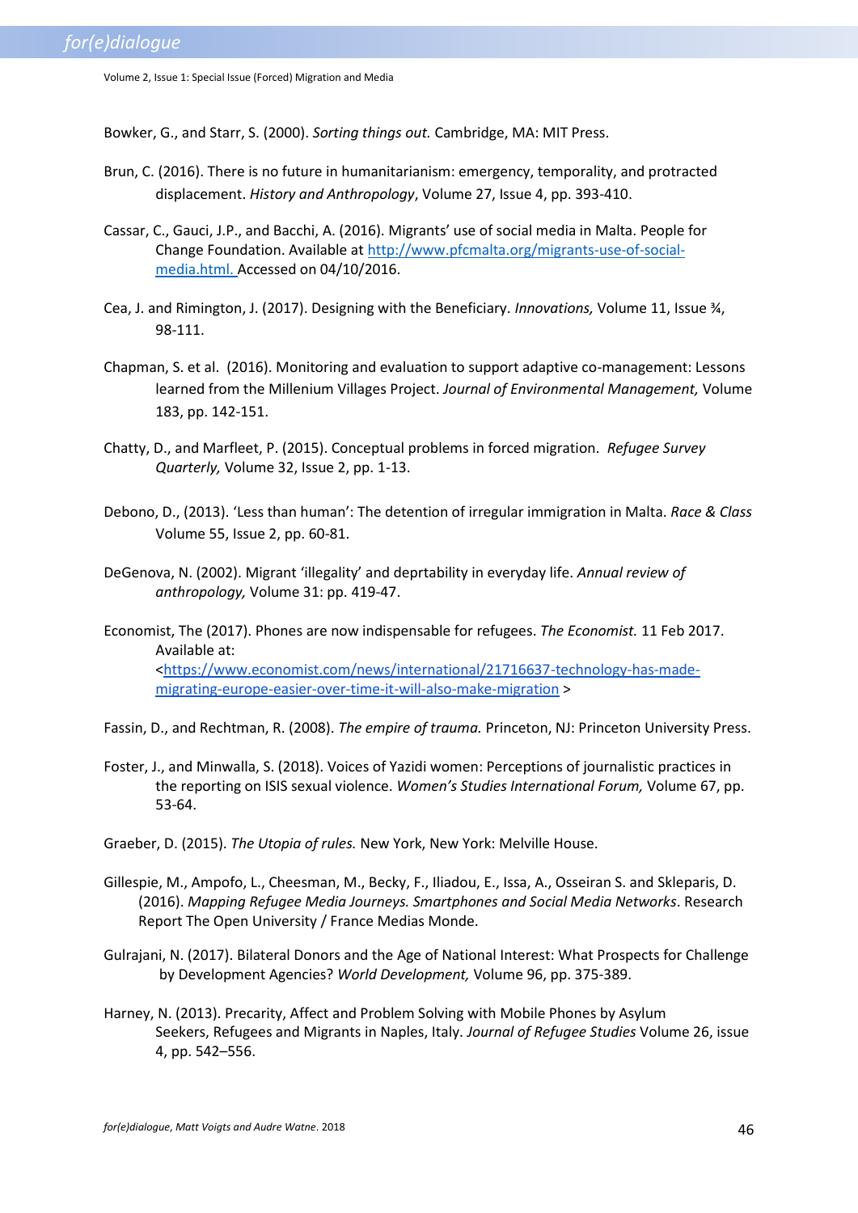Bowker, G., and Starr, S. (2000). *Sorting things out.* Cambridge, MA: MIT Press.

Brun, C. (2016). There is no future in humanitarianism: emergency, temporality, and protracted displacement. *History and Anthropology*, Volume 27, Issue 4, pp. 393-410.

Cassar, C., Gauci, J.P., and Bacchi, A. (2016). Migrants' use of social media in Malta. People for Change Foundation. Available at http://www.pfcmalta.org/migrants-use-of-social-media.html. Accessed on 04/10/2016.

Cea, J. and Rimington, J. (2017). Designing with the Beneficiary. *Innovations,* Volume 11, Issue ¾, 98-111.

Chapman, S. et al. (2016). Monitoring and evaluation to support adaptive co-management: Lessons learned from the Millenium Villages Project. *Journal of Environmental Management,* Volume 183, pp. 142-151.

Chatty, D., and Marfleet, P. (2015). Conceptual problems in forced migration. *Refugee Survey Quarterly,* Volume 32, Issue 2, pp. 1-13.

Debono, D., (2013). 'Less than human': The detention of irregular immigration in Malta. *Race & Class* Volume 55, Issue 2, pp. 60-81.

DeGenova, N. (2002). Migrant 'illegality' and deprtability in everyday life. *Annual review of anthropology,* Volume 31: pp. 419-47.

Economist, The (2017). Phones are now indispensable for refugees. *The Economist.* 11 Feb 2017. Available at: <https://www.economist.com/news/international/21716637-technology-has-made-migrating-europe-easier-over-time-it-will-also-make-migration >

Fassin, D., and Rechtman, R. (2008). *The empire of trauma.* Princeton, NJ: Princeton University Press.

Foster, J., and Minwalla, S. (2018). Voices of Yazidi women: Perceptions of journalistic practices in the reporting on ISIS sexual violence. *Women's Studies International Forum,* Volume 67, pp. 53-64.

Graeber, D. (2015). *The Utopia of rules.* New York, New York: Melville House.

Gillespie, M., Ampofo, L., Cheesman, M., Becky, F., Iliadou, E., Issa, A., Osseiran S. and Skleparis, D. (2016). *Mapping Refugee Media Journeys. Smartphones and Social Media Networks*. Research Report The Open University / France Medias Monde.

Gulrajani, N. (2017). Bilateral Donors and the Age of National Interest: What Prospects for Challenge by Development Agencies? *World Development,* Volume 96, pp. 375-389.

Harney, N. (2013). Precarity, Affect and Problem Solving with Mobile Phones by Asylum Seekers, Refugees and Migrants in Naples, Italy. *Journal of Refugee Studies* Volume 26, issue 4, pp. 542–556.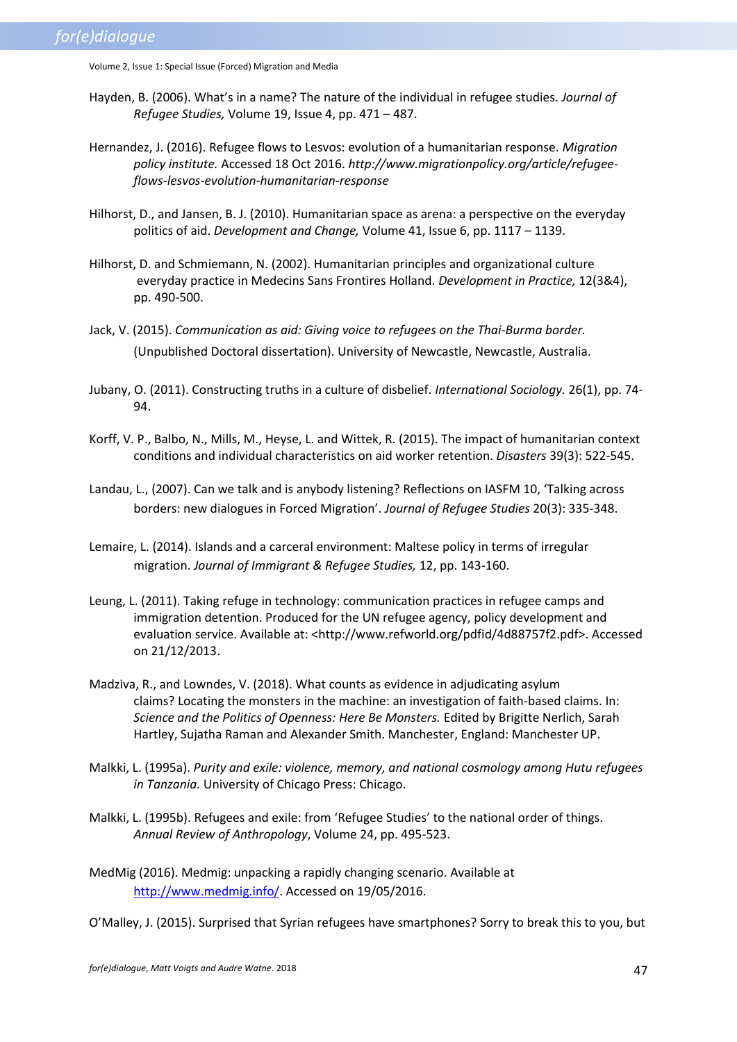Hayden, B. (2006). What's in a name? The nature of the individual in refugee studies. *Journal of Refugee Studies,* Volume 19, Issue 4, pp. 471 – 487.

Hernandez, J. (2016). Refugee flows to Lesvos: evolution of a humanitarian response. *Migration policy institute.* Accessed 18 Oct 2016. *http://www.migrationpolicy.org/article/refugee-flows-lesvos-evolution-humanitarian-response*

Hilhorst, D., and Jansen, B. J. (2010). Humanitarian space as arena: a perspective on the everyday politics of aid. *Development and Change,* Volume 41, Issue 6, pp. 1117 – 1139.

Hilhorst, D. and Schmiemann, N. (2002). Humanitarian principles and organizational culture everyday practice in Medecins Sans Frontires Holland. *Development in Practice,* 12(3&4), pp. 490-500.

Jack, V. (2015). *Communication as aid: Giving voice to refugees on the Thai-Burma border.* (Unpublished Doctoral dissertation). University of Newcastle, Newcastle, Australia.

Jubany, O. (2011). Constructing truths in a culture of disbelief. *International Sociology.* 26(1), pp. 74-94.

Korff, V. P., Balbo, N., Mills, M., Heyse, L. and Wittek, R. (2015). The impact of humanitarian context conditions and individual characteristics on aid worker retention. *Disasters* 39(3): 522-545.

Landau, L., (2007). Can we talk and is anybody listening? Reflections on IASFM 10, 'Talking across borders: new dialogues in Forced Migration'. *Journal of Refugee Studies* 20(3): 335-348.

Lemaire, L. (2014). Islands and a carceral environment: Maltese policy in terms of irregular migration. *Journal of Immigrant & Refugee Studies,* 12, pp. 143-160.

Leung, L. (2011). Taking refuge in technology: communication practices in refugee camps and immigration detention. Produced for the UN refugee agency, policy development and evaluation service. Available at: <http://www.refworld.org/pdfid/4d88757f2.pdf>. Accessed on 21/12/2013.

Madziva, R., and Lowndes, V. (2018). What counts as evidence in adjudicating asylum claims? Locating the monsters in the machine: an investigation of faith-based claims. In: *Science and the Politics of Openness: Here Be Monsters.* Edited by Brigitte Nerlich, Sarah Hartley, Sujatha Raman and Alexander Smith. Manchester, England: Manchester UP.

Malkki, L. (1995a). *Purity and exile: violence, memory, and national cosmology among Hutu refugees in Tanzania.* University of Chicago Press: Chicago.

Malkki, L. (1995b). Refugees and exile: from 'Refugee Studies' to the national order of things. *Annual Review of Anthropology*, Volume 24, pp. 495-523.

MedMig (2016). Medmig: unpacking a rapidly changing scenario. Available at http://www.medmig.info/. Accessed on 19/05/2016.

O'Malley, J. (2015). Surprised that Syrian refugees have smartphones? Sorry to break this to you, but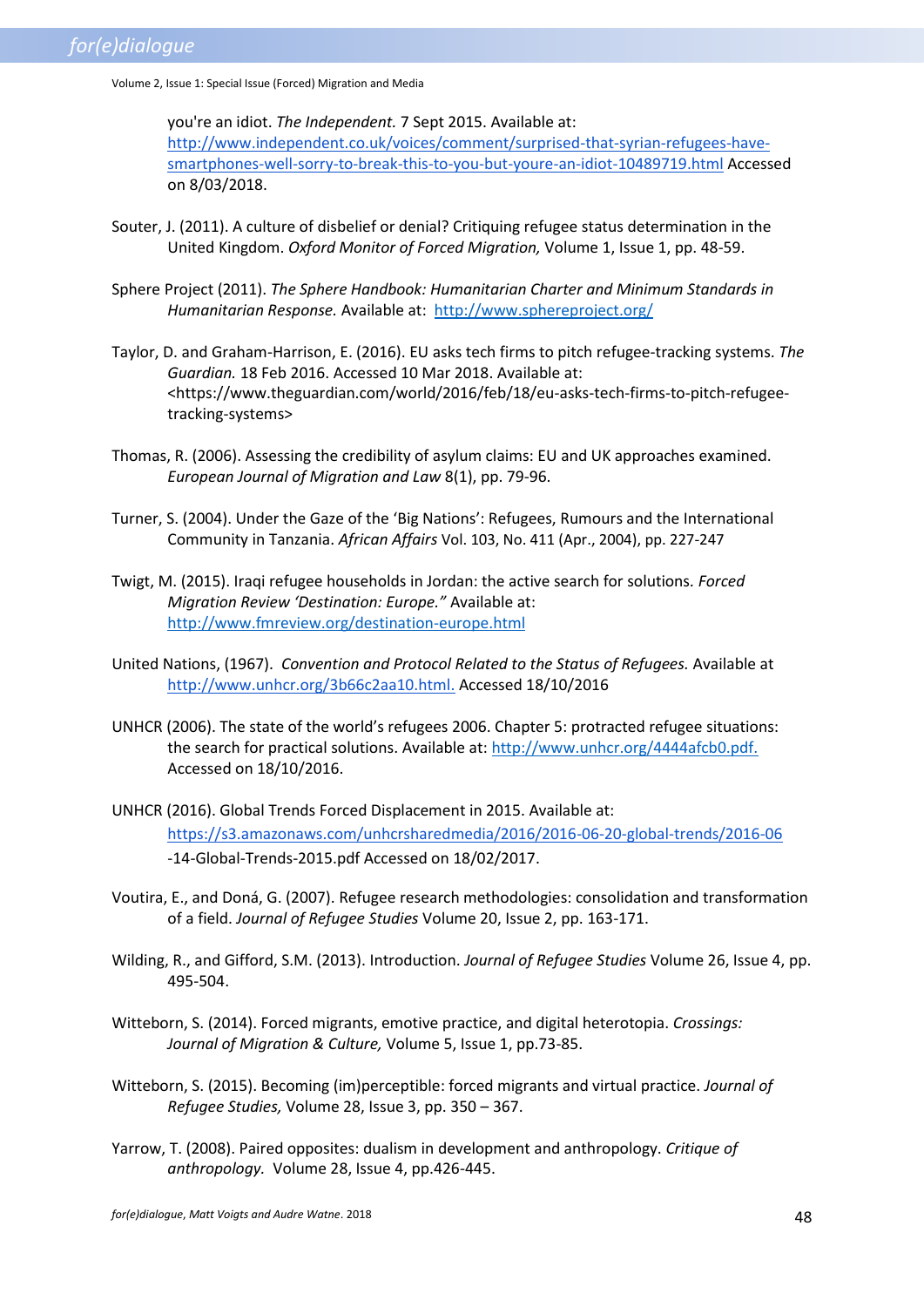you're an idiot. *The Independent.* 7 Sept 2015. Available at: http://www.independent.co.uk/voices/comment/surprised-that-syrian-refugees-have-smartphones-well-sorry-to-break-this-to-you-but-youre-an-idiot-10489719.html Accessed on 8/03/2018.

Souter, J. (2011). A culture of disbelief or denial? Critiquing refugee status determination in the United Kingdom. *Oxford Monitor of Forced Migration,* Volume 1, Issue 1, pp. 48-59.

Sphere Project (2011). *The Sphere Handbook: Humanitarian Charter and Minimum Standards in Humanitarian Response.* Available at: http://www.sphereproject.org/

Taylor, D. and Graham-Harrison, E. (2016). EU asks tech firms to pitch refugee-tracking systems. *The Guardian.* 18 Feb 2016. Accessed 10 Mar 2018. Available at: <https://www.theguardian.com/world/2016/feb/18/eu-asks-tech-firms-to-pitch-refugee-tracking-systems>

Thomas, R. (2006). Assessing the credibility of asylum claims: EU and UK approaches examined. *European Journal of Migration and Law* 8(1), pp. 79-96.

Turner, S. (2004). Under the Gaze of the 'Big Nations': Refugees, Rumours and the International Community in Tanzania. *African Affairs* Vol. 103, No. 411 (Apr., 2004), pp. 227-247

Twigt, M. (2015). Iraqi refugee households in Jordan: the active search for solutions. *Forced Migration Review 'Destination: Europe."* Available at: http://www.fmreview.org/destination-europe.html

United Nations, (1967). *Convention and Protocol Related to the Status of Refugees.* Available at http://www.unhcr.org/3b66c2aa10.html. Accessed 18/10/2016

UNHCR (2006). The state of the world's refugees 2006. Chapter 5: protracted refugee situations: the search for practical solutions. Available at: http://www.unhcr.org/4444afcb0.pdf. Accessed on 18/10/2016.

UNHCR (2016). Global Trends Forced Displacement in 2015. Available at: https://s3.amazonaws.com/unhcrsharedmedia/2016/2016-06-20-global-trends/2016-06-14-Global-Trends-2015.pdf Accessed on 18/02/2017.

Voutira, E., and Doná, G. (2007). Refugee research methodologies: consolidation and transformation of a field. *Journal of Refugee Studies* Volume 20, Issue 2, pp. 163-171.

Wilding, R., and Gifford, S.M. (2013). Introduction. *Journal of Refugee Studies* Volume 26, Issue 4, pp. 495-504.

Witteborn, S. (2014). Forced migrants, emotive practice, and digital heterotopia. *Crossings: Journal of Migration & Culture,* Volume 5, Issue 1, pp.73-85.

Witteborn, S. (2015). Becoming (im)perceptible: forced migrants and virtual practice. *Journal of Refugee Studies,* Volume 28, Issue 3, pp. 350 – 367.

Yarrow, T. (2008). Paired opposites: dualism in development and anthropology. *Critique of anthropology.* Volume 28, Issue 4, pp.426-445.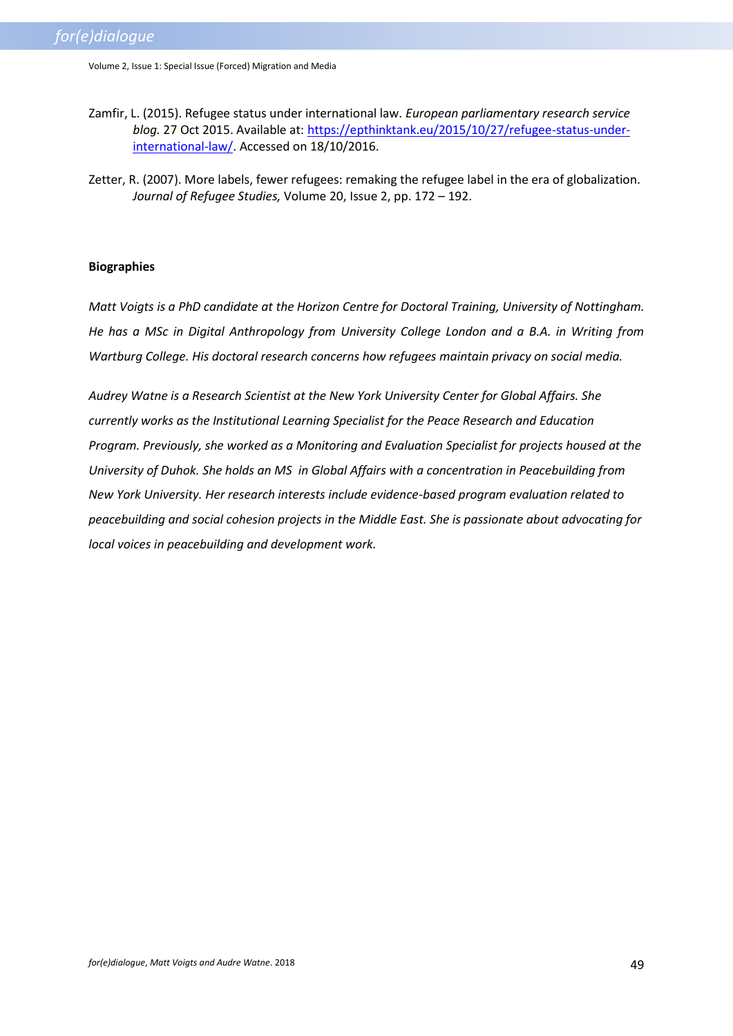Zamfir, L. (2015). Refugee status under international law. *European parliamentary research service blog.* 27 Oct 2015. Available at: https://epthinktank.eu/2015/10/27/refugee-status-under-international-law/. Accessed on 18/10/2016.

Zetter, R. (2007). More labels, fewer refugees: remaking the refugee label in the era of globalization. *Journal of Refugee Studies,* Volume 20, Issue 2, pp. 172 – 192.

**Biographies**

*Matt Voigts is a PhD candidate at the Horizon Centre for Doctoral Training, University of Nottingham. He has a MSc in Digital Anthropology from University College London and a B.A. in Writing from Wartburg College. His doctoral research concerns how refugees maintain privacy on social media.*

*Audrey Watne is a Research Scientist at the New York University Center for Global Affairs. She currently works as the Institutional Learning Specialist for the Peace Research and Education Program. Previously, she worked as a Monitoring and Evaluation Specialist for projects housed at the University of Duhok. She holds an MS in Global Affairs with a concentration in Peacebuilding from New York University. Her research interests include evidence-based program evaluation related to peacebuilding and social cohesion projects in the Middle East. She is passionate about advocating for local voices in peacebuilding and development work.*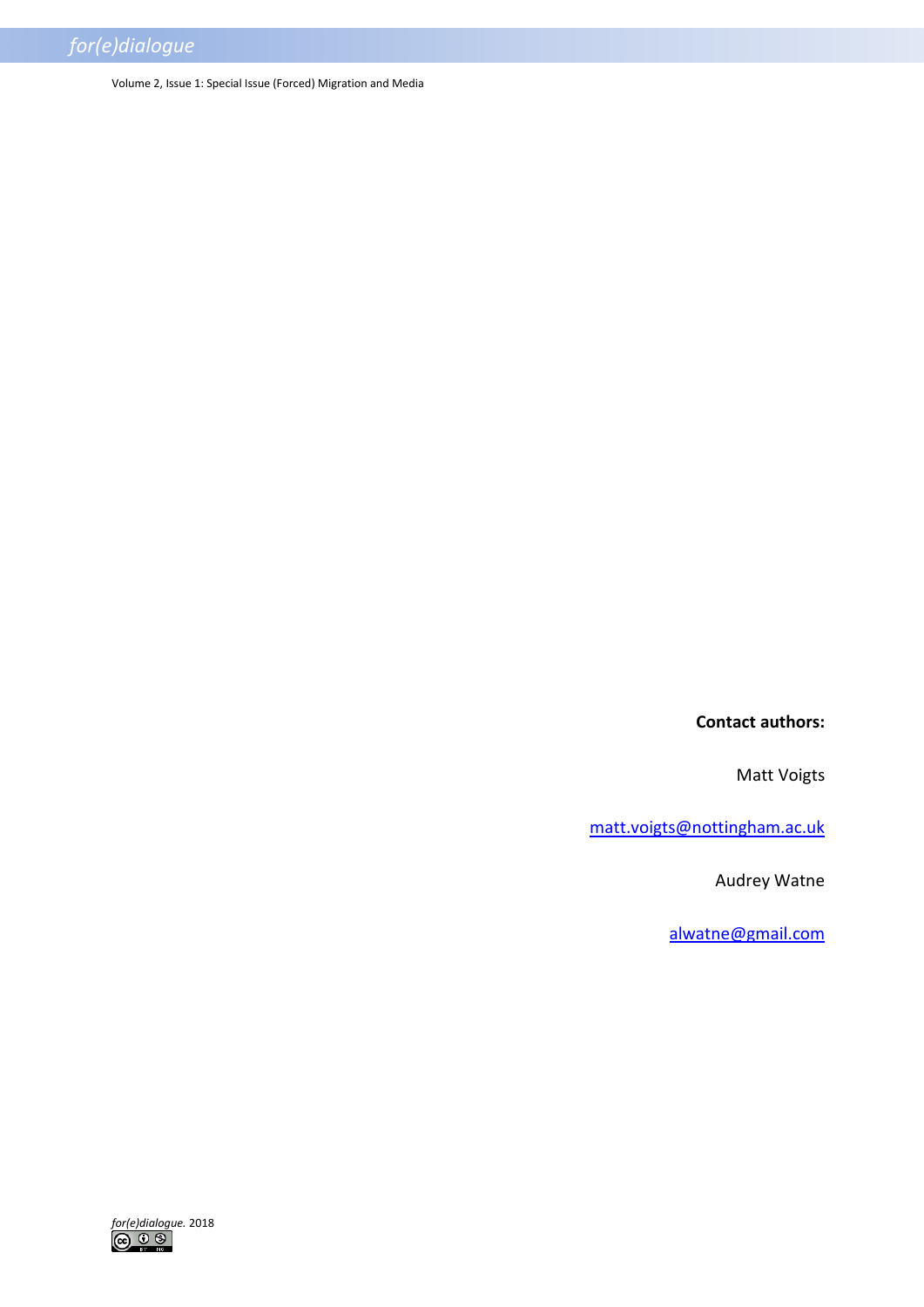**Contact authors:**

Matt Voigts

matt.voigts@nottingham.ac.uk

Audrey Watne

alwatne@gmail.com